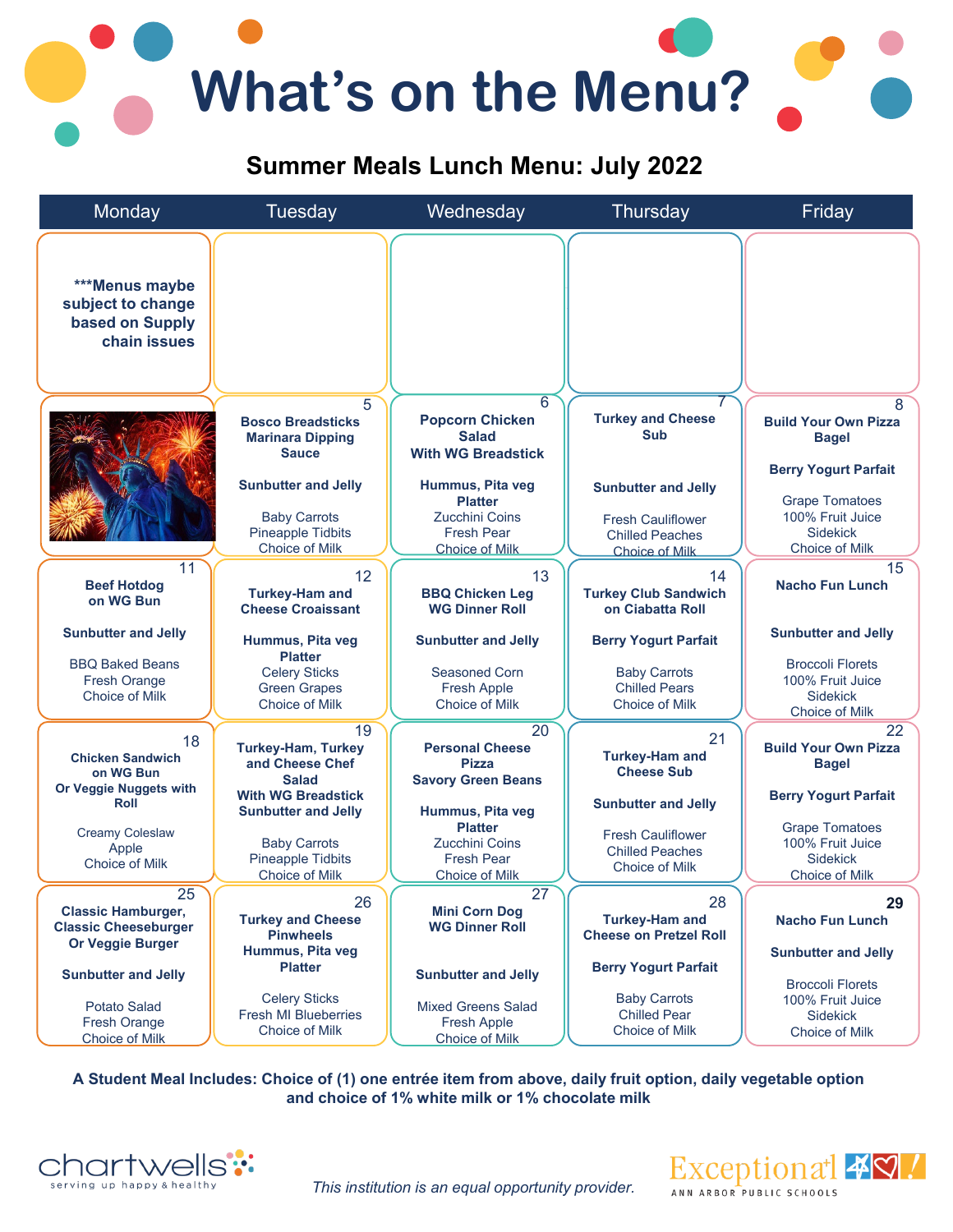# What's on the Menu?

## Summer Meals Lunch Menu: July 2022

| Monday | Tuesday | Wednesday | Thursday | Friday |
|---|---|---|---|---|
| ***Menus maybe subject to change based on Supply chain issues | | | | |
| | **5** **Bosco Breadsticks Marinara Dipping Sauce** **Sunbutter and Jelly** Baby Carrots Pineapple Tidbits Choice of Milk | **6** **Popcorn Chicken Salad With WG Breadstick** **Hummus, Pita veg Platter** Zucchini Coins Fresh Pear Choice of Milk | **7** **Turkey and Cheese Sub** **Sunbutter and Jelly** Fresh Cauliflower Chilled Peaches Choice of Milk | **8** **Build Your Own Pizza Bagel** **Berry Yogurt Parfait** Grape Tomatoes 100% Fruit Juice Sidekick Choice of Milk |
| **11** **Beef Hotdog on WG Bun** **Sunbutter and Jelly** BBQ Baked Beans Fresh Orange Choice of Milk | **12** **Turkey-Ham and Cheese Croaissant** **Hummus, Pita veg Platter** Celery Sticks Green Grapes Choice of Milk | **13** **BBQ Chicken Leg WG Dinner Roll** **Sunbutter and Jelly** Seasoned Corn Fresh Apple Choice of Milk | **14** **Turkey Club Sandwich on Ciabatta Roll** **Berry Yogurt Parfait** Baby Carrots Chilled Pears Choice of Milk | **15** **Nacho Fun Lunch** **Sunbutter and Jelly** Broccoli Florets 100% Fruit Juice Sidekick Choice of Milk |
| **18** **Chicken Sandwich on WG Bun Or Veggie Nuggets with Roll** Creamy Coleslaw Apple Choice of Milk | **19** **Turkey-Ham, Turkey and Cheese Chef Salad With WG Breadstick** **Sunbutter and Jelly** Baby Carrots Pineapple Tidbits Choice of Milk | **20** **Personal Cheese Pizza** **Savory Green Beans** **Hummus, Pita veg Platter** Zucchini Coins Fresh Pear Choice of Milk | **21** **Turkey-Ham and Cheese Sub** **Sunbutter and Jelly** Fresh Cauliflower Chilled Peaches Choice of Milk | **22** **Build Your Own Pizza Bagel** **Berry Yogurt Parfait** Grape Tomatoes 100% Fruit Juice Sidekick Choice of Milk |
| **25** **Classic Hamburger, Classic Cheeseburger Or Veggie Burger** **Sunbutter and Jelly** Potato Salad Fresh Orange Choice of Milk | **26** **Turkey and Cheese Pinwheels** **Hummus, Pita veg Platter** Celery Sticks Fresh MI Blueberries Choice of Milk | **27** **Mini Corn Dog WG Dinner Roll** **Sunbutter and Jelly** Mixed Greens Salad Fresh Apple Choice of Milk | **28** **Turkey-Ham and Cheese on Pretzel Roll** **Berry Yogurt Parfait** Baby Carrots Chilled Pear Choice of Milk | **29** **Nacho Fun Lunch** **Sunbutter and Jelly** Broccoli Florets 100% Fruit Juice Sidekick Choice of Milk |

**A Student Meal Includes: Choice of (1) one entrée item from above, daily fruit option, daily vegetable option and choice of 1% white milk or 1% chocolate milk**

chartwells serving up happy & healthy

*This institution is an equal opportunity provider.*

Exceptional ANN ARBOR PUBLIC SCHOOLS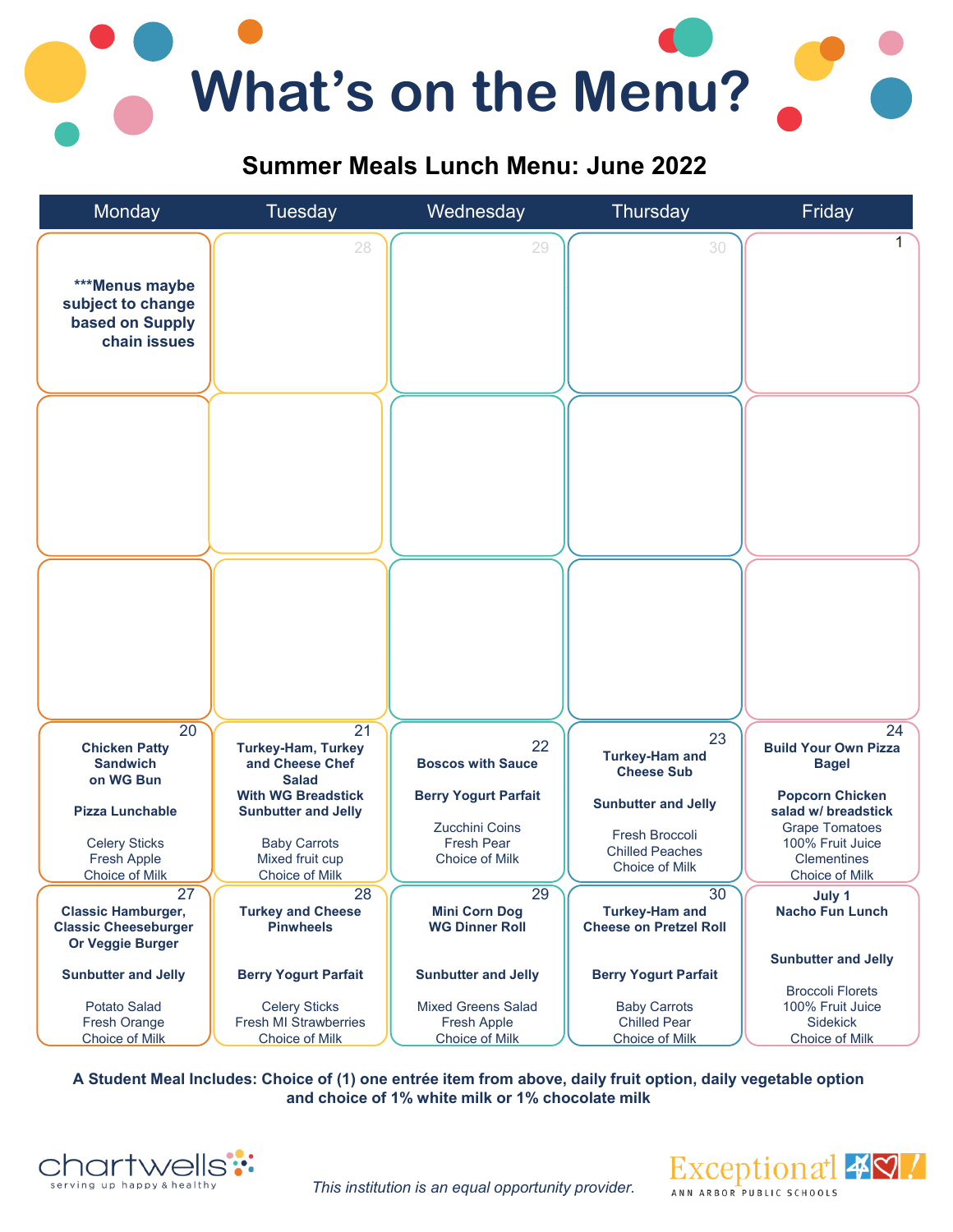# What's on the Menu?

## Summer Meals Lunch Menu: June 2022

| Monday | Tuesday | Wednesday | Thursday | Friday |
|---|---|---|---|---|
| ***Menus maybe subject to change based on Supply chain issues | 28 | 29 | 30 | 1 |
| | | | | |
| | | | | |
| 20<br>**Chicken Patty Sandwich on WG Bun**<br><br>**Pizza Lunchable**<br><br>Celery Sticks<br>Fresh Apple<br>Choice of Milk | 21<br>**Turkey-Ham, Turkey and Cheese Chef Salad With WG Breadstick**<br>**Sunbutter and Jelly**<br><br>Baby Carrots<br>Mixed fruit cup<br>Choice of Milk | 22<br>**Boscos with Sauce**<br><br>**Berry Yogurt Parfait**<br><br>Zucchini Coins<br>Fresh Pear<br>Choice of Milk | 23<br>**Turkey-Ham and Cheese Sub**<br><br>**Sunbutter and Jelly**<br><br>Fresh Broccoli<br>Chilled Peaches<br>Choice of Milk | 24<br>**Build Your Own Pizza Bagel**<br><br>**Popcorn Chicken salad w/ breadstick**<br>Grape Tomatoes<br>100% Fruit Juice<br>Clementines<br>Choice of Milk |
| 27<br>**Classic Hamburger, Classic Cheeseburger Or Veggie Burger**<br><br>**Sunbutter and Jelly**<br><br>Potato Salad<br>Fresh Orange<br>Choice of Milk | 28<br>**Turkey and Cheese Pinwheels**<br><br>**Berry Yogurt Parfait**<br><br>Celery Sticks<br>Fresh MI Strawberries<br>Choice of Milk | 29<br>**Mini Corn Dog WG Dinner Roll**<br><br>**Sunbutter and Jelly**<br><br>Mixed Greens Salad<br>Fresh Apple<br>Choice of Milk | 30<br>**Turkey-Ham and Cheese on Pretzel Roll**<br><br>**Berry Yogurt Parfait**<br><br>Baby Carrots<br>Chilled Pear<br>Choice of Milk | **July 1**<br>**Nacho Fun Lunch**<br><br>**Sunbutter and Jelly**<br><br>Broccoli Florets<br>100% Fruit Juice<br>Sidekick<br>Choice of Milk |

**A Student Meal Includes: Choice of (1) one entrée item from above, daily fruit option, daily vegetable option and choice of 1% white milk or 1% chocolate milk**

chartwells — serving up happy & healthy

*This institution is an equal opportunity provider.*

Exceptional — ANN ARBOR PUBLIC SCHOOLS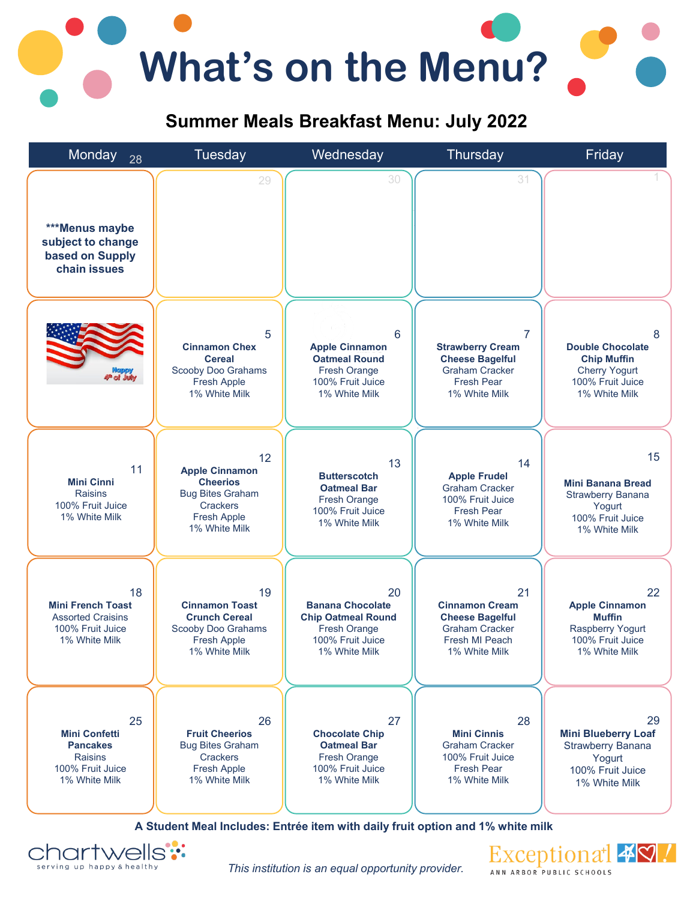# What's on the Menu?

## Summer Meals Breakfast Menu: July 2022

| Monday | Tuesday | Wednesday | Thursday | Friday |
|---|---|---|---|---|
| 28 ***Menus maybe subject to change based on Supply chain issues | 29 | 30 | 31 | 1 |
| Happy 4th of July | 5 **Cinnamon Chex Cereal** Scooby Doo Grahams Fresh Apple 1% White Milk | 6 **Apple Cinnamon Oatmeal Round** Fresh Orange 100% Fruit Juice 1% White Milk | 7 **Strawberry Cream Cheese Bagelful** Graham Cracker Fresh Pear 1% White Milk | 8 **Double Chocolate Chip Muffin** Cherry Yogurt 100% Fruit Juice 1% White Milk |
| 11 **Mini Cinni** Raisins 100% Fruit Juice 1% White Milk | 12 **Apple Cinnamon Cheerios** Bug Bites Graham Crackers Fresh Apple 1% White Milk | 13 **Butterscotch Oatmeal Bar** Fresh Orange 100% Fruit Juice 1% White Milk | 14 **Apple Frudel** Graham Cracker 100% Fruit Juice Fresh Pear 1% White Milk | 15 **Mini Banana Bread** Strawberry Banana Yogurt 100% Fruit Juice 1% White Milk |
| 18 **Mini French Toast** Assorted Craisins 100% Fruit Juice 1% White Milk | 19 **Cinnamon Toast Crunch Cereal** Scooby Doo Grahams Fresh Apple 1% White Milk | 20 **Banana Chocolate Chip Oatmeal Round** Fresh Orange 100% Fruit Juice 1% White Milk | 21 **Cinnamon Cream Cheese Bagelful** Graham Cracker Fresh MI Peach 1% White Milk | 22 **Apple Cinnamon Muffin** Raspberry Yogurt 100% Fruit Juice 1% White Milk |
| 25 **Mini Confetti Pancakes** Raisins 100% Fruit Juice 1% White Milk | 26 **Fruit Cheerios** Bug Bites Graham Crackers Fresh Apple 1% White Milk | 27 **Chocolate Chip Oatmeal Bar** Fresh Orange 100% Fruit Juice 1% White Milk | 28 **Mini Cinnis** Graham Cracker 100% Fruit Juice Fresh Pear 1% White Milk | 29 **Mini Blueberry Loaf** Strawberry Banana Yogurt 100% Fruit Juice 1% White Milk |

**A Student Meal Includes: Entrée item with daily fruit option and 1% white milk**

chartwells — serving up happy & healthy

*This institution is an equal opportunity provider.*

Exceptional — ANN ARBOR PUBLIC SCHOOLS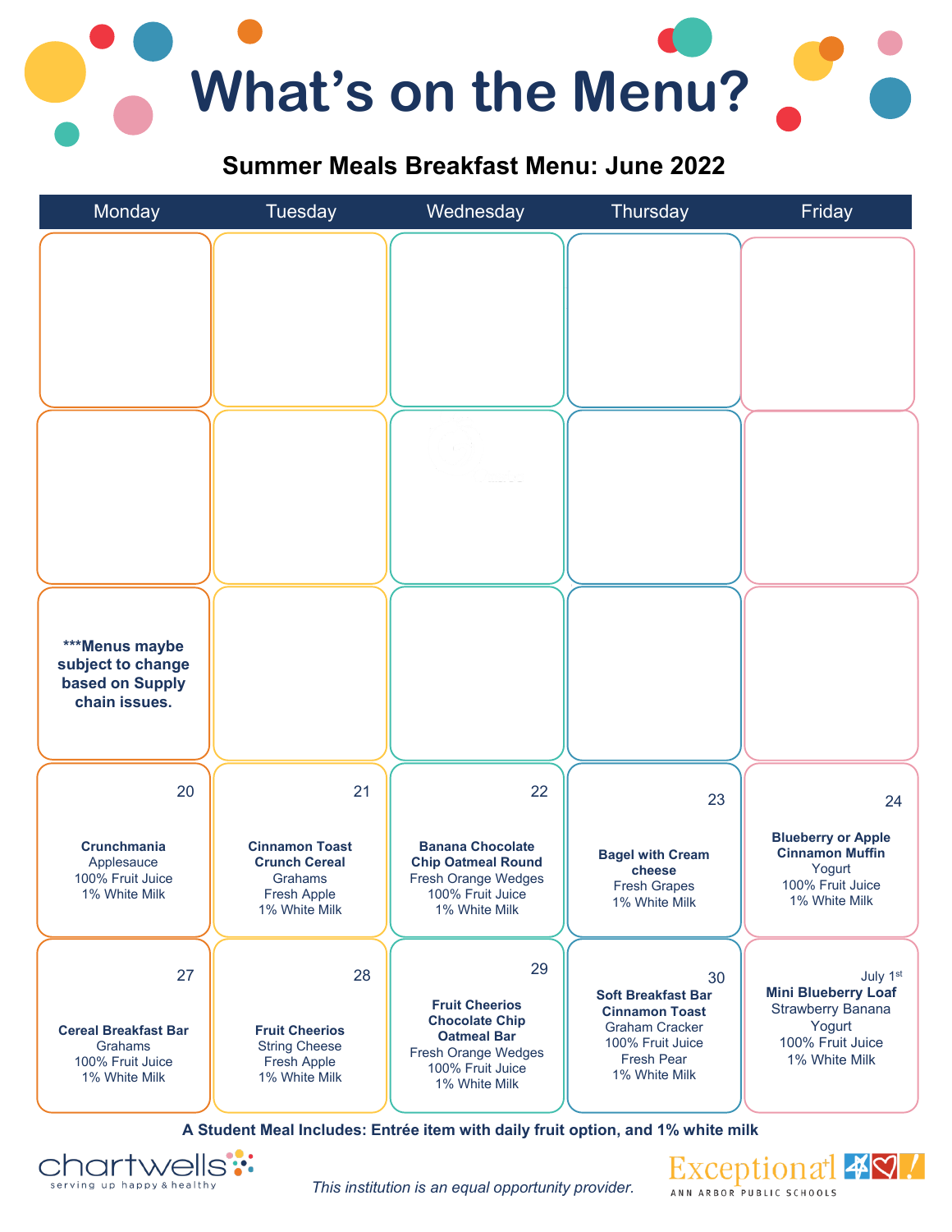# What's on the Menu?

## Summer Meals Breakfast Menu: June 2022

| Monday | Tuesday | Wednesday | Thursday | Friday |
|---|---|---|---|---|
| | | | | |
| | | | | |
| **\*\*\*Menus maybe subject to change based on Supply chain issues.** | | | | |
| 20<br>**Crunchmania**<br>Applesauce<br>100% Fruit Juice<br>1% White Milk | 21<br>**Cinnamon Toast Crunch Cereal**<br>Grahams<br>Fresh Apple<br>1% White Milk | 22<br>**Banana Chocolate Chip Oatmeal Round**<br>Fresh Orange Wedges<br>100% Fruit Juice<br>1% White Milk | 23<br>**Bagel with Cream cheese**<br>Fresh Grapes<br>1% White Milk | 24<br>**Blueberry or Apple Cinnamon Muffin**<br>Yogurt<br>100% Fruit Juice<br>1% White Milk |
| 27<br>**Cereal Breakfast Bar**<br>Grahams<br>100% Fruit Juice<br>1% White Milk | 28<br>**Fruit Cheerios**<br>String Cheese<br>Fresh Apple<br>1% White Milk | 29<br>**Fruit Cheerios Chocolate Chip Oatmeal Bar**<br>Fresh Orange Wedges<br>100% Fruit Juice<br>1% White Milk | 30<br>**Soft Breakfast Bar Cinnamon Toast**<br>Graham Cracker<br>100% Fruit Juice<br>Fresh Pear<br>1% White Milk | July 1st<br>**Mini Blueberry Loaf**<br>Strawberry Banana Yogurt<br>100% Fruit Juice<br>1% White Milk |

**A Student Meal Includes: Entrée item with daily fruit option, and 1% white milk**

chartwells serving up happy & healthy

*This institution is an equal opportunity provider.*

Exceptional ANN ARBOR PUBLIC SCHOOLS